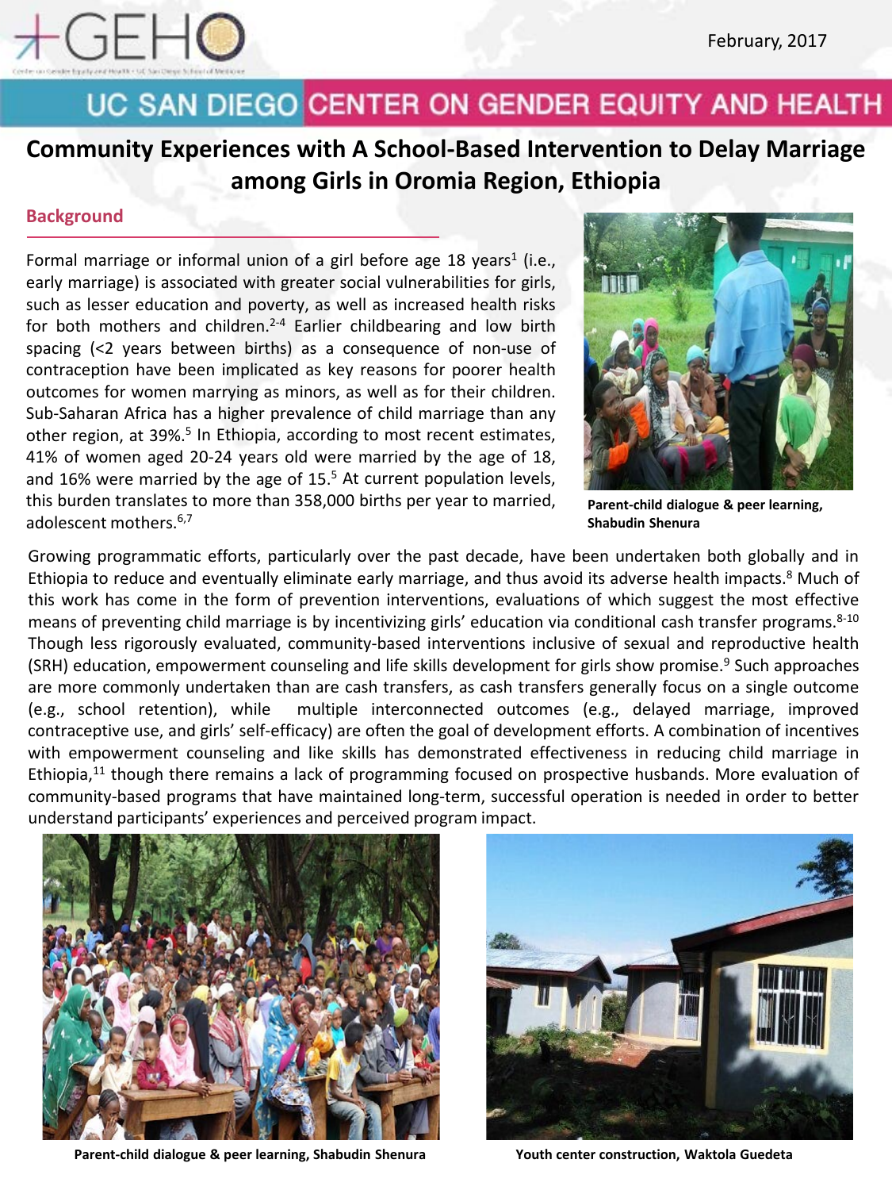February, 2017

UC SAN DIEGO CENTER ON GENDER EQUITY AND HEALTH

# Community Experiences with A School-Based Intervention to Delay Marriage among Girls in Oromia Region, Ethiopia

## Background

Formal marriage or informal union of a girl before age 18 years[1] (i.e., early marriage) is associated with greater social vulnerabilities for girls, such as lesser education and poverty, as well as increased health risks for both mothers and children.[2-4] Earlier childbearing and low birth spacing (<2 years between births) as a consequence of non-use of contraception have been implicated as key reasons for poorer health outcomes for women marrying as minors, as well as for their children. Sub-Saharan Africa has a higher prevalence of child marriage than any other region, at 39%.[5] In Ethiopia, according to most recent estimates, 41% of women aged 20-24 years old were married by the age of 18, and 16% were married by the age of 15.[5] At current population levels, this burden translates to more than 358,000 births per year to married, adolescent mothers.[6,7]

**Parent-child dialogue & peer learning, Shabudin Shenura**

Growing programmatic efforts, particularly over the past decade, have been undertaken both globally and in Ethiopia to reduce and eventually eliminate early marriage, and thus avoid its adverse health impacts.[8] Much of this work has come in the form of prevention interventions, evaluations of which suggest the most effective means of preventing child marriage is by incentivizing girls' education via conditional cash transfer programs.[8-10] Though less rigorously evaluated, community-based interventions inclusive of sexual and reproductive health (SRH) education, empowerment counseling and life skills development for girls show promise.[9] Such approaches are more commonly undertaken than are cash transfers, as cash transfers generally focus on a single outcome (e.g., school retention), while multiple interconnected outcomes (e.g., delayed marriage, improved contraceptive use, and girls' self-efficacy) are often the goal of development efforts. A combination of incentives with empowerment counseling and like skills has demonstrated effectiveness in reducing child marriage in Ethiopia,[11] though there remains a lack of programming focused on prospective husbands. More evaluation of community-based programs that have maintained long-term, successful operation is needed in order to better understand participants' experiences and perceived program impact.

**Parent-child dialogue & peer learning, Shabudin Shenura**

**Youth center construction, Waktola Guedeta**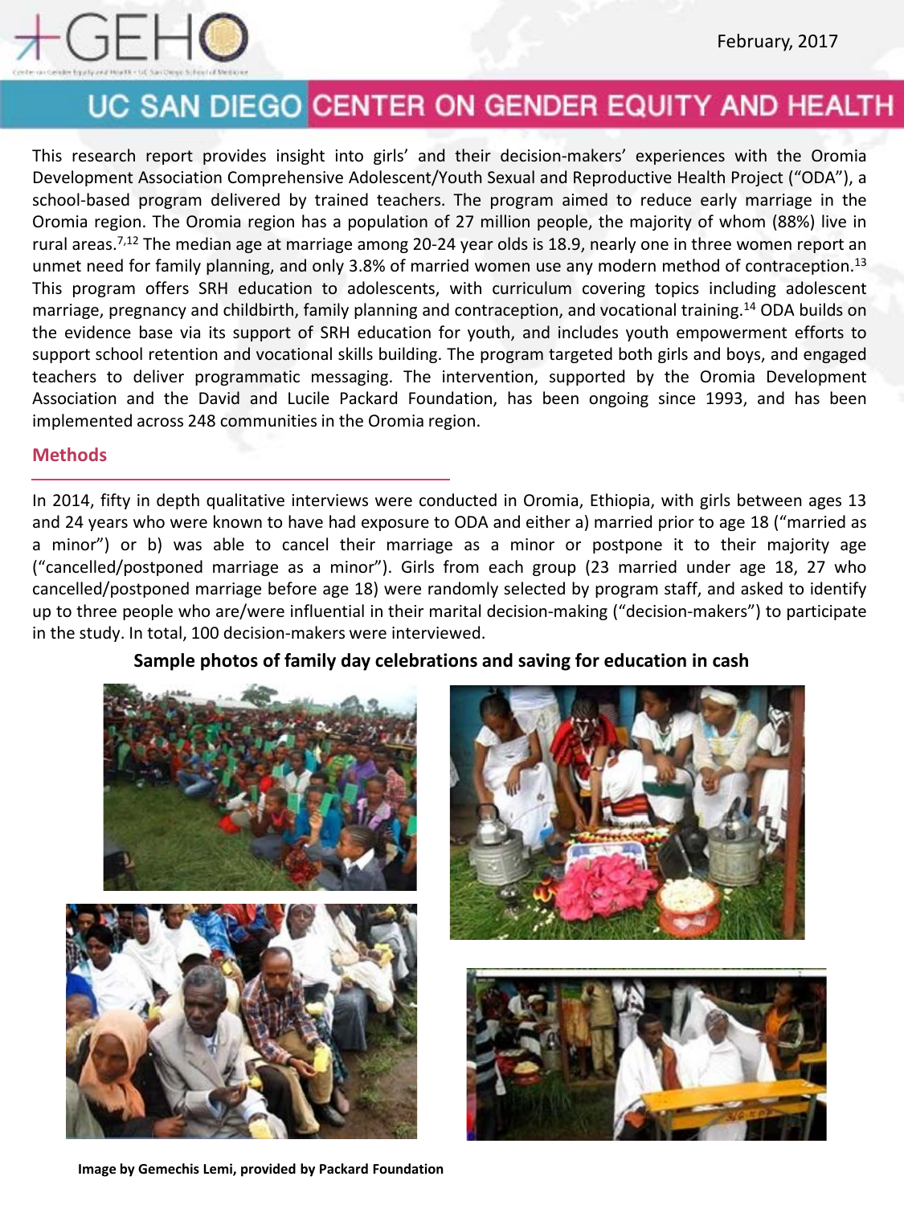This research report provides insight into girls' and their decision-makers' experiences with the Oromia Development Association Comprehensive Adolescent/Youth Sexual and Reproductive Health Project ("ODA"), a school-based program delivered by trained teachers. The program aimed to reduce early marriage in the Oromia region. The Oromia region has a population of 27 million people, the majority of whom (88%) live in rural areas.[7,12] The median age at marriage among 20-24 year olds is 18.9, nearly one in three women report an unmet need for family planning, and only 3.8% of married women use any modern method of contraception.[13] This program offers SRH education to adolescents, with curriculum covering topics including adolescent marriage, pregnancy and childbirth, family planning and contraception, and vocational training.[14] ODA builds on the evidence base via its support of SRH education for youth, and includes youth empowerment efforts to support school retention and vocational skills building. The program targeted both girls and boys, and engaged teachers to deliver programmatic messaging. The intervention, supported by the Oromia Development Association and the David and Lucile Packard Foundation, has been ongoing since 1993, and has been implemented across 248 communities in the Oromia region.

## Methods

In 2014, fifty in depth qualitative interviews were conducted in Oromia, Ethiopia, with girls between ages 13 and 24 years who were known to have had exposure to ODA and either a) married prior to age 18 ("married as a minor") or b) was able to cancel their marriage as a minor or postpone it to their majority age ("cancelled/postponed marriage as a minor"). Girls from each group (23 married under age 18, 27 who cancelled/postponed marriage before age 18) were randomly selected by program staff, and asked to identify up to three people who are/were influential in their marital decision-making ("decision-makers") to participate in the study. In total, 100 decision-makers were interviewed.

**Sample photos of family day celebrations and saving for education in cash**

**Image by Gemechis Lemi, provided by Packard Foundation**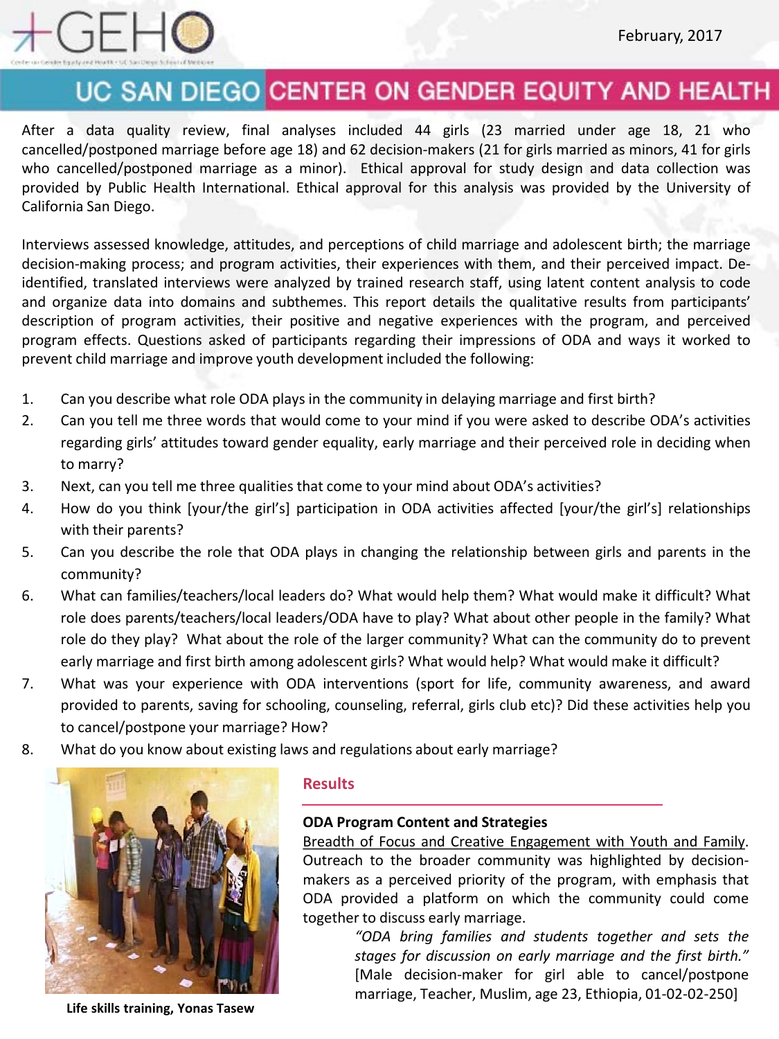After a data quality review, final analyses included 44 girls (23 married under age 18, 21 who cancelled/postponed marriage before age 18) and 62 decision-makers (21 for girls married as minors, 41 for girls who cancelled/postponed marriage as a minor). Ethical approval for study design and data collection was provided by Public Health International. Ethical approval for this analysis was provided by the University of California San Diego.

Interviews assessed knowledge, attitudes, and perceptions of child marriage and adolescent birth; the marriage decision-making process; and program activities, their experiences with them, and their perceived impact. De-identified, translated interviews were analyzed by trained research staff, using latent content analysis to code and organize data into domains and subthemes. This report details the qualitative results from participants' description of program activities, their positive and negative experiences with the program, and perceived program effects. Questions asked of participants regarding their impressions of ODA and ways it worked to prevent child marriage and improve youth development included the following:

1. Can you describe what role ODA plays in the community in delaying marriage and first birth?
2. Can you tell me three words that would come to your mind if you were asked to describe ODA's activities regarding girls' attitudes toward gender equality, early marriage and their perceived role in deciding when to marry?
3. Next, can you tell me three qualities that come to your mind about ODA's activities?
4. How do you think [your/the girl's] participation in ODA activities affected [your/the girl's] relationships with their parents?
5. Can you describe the role that ODA plays in changing the relationship between girls and parents in the community?
6. What can families/teachers/local leaders do? What would help them? What would make it difficult? What role does parents/teachers/local leaders/ODA have to play? What about other people in the family? What role do they play? What about the role of the larger community? What can the community do to prevent early marriage and first birth among adolescent girls? What would help? What would make it difficult?
7. What was your experience with ODA interventions (sport for life, community awareness, and award provided to parents, saving for schooling, counseling, referral, girls club etc)? Did these activities help you to cancel/postpone your marriage? How?
8. What do you know about existing laws and regulations about early marriage?

**Life skills training, Yonas Tasew**

## Results

### ODA Program Content and Strategies

Breadth of Focus and Creative Engagement with Youth and Family. Outreach to the broader community was highlighted by decision-makers as a perceived priority of the program, with emphasis that ODA provided a platform on which the community could come together to discuss early marriage.

> *"ODA bring families and students together and sets the stages for discussion on early marriage and the first birth."* [Male decision-maker for girl able to cancel/postpone marriage, Teacher, Muslim, age 23, Ethiopia, 01-02-02-250]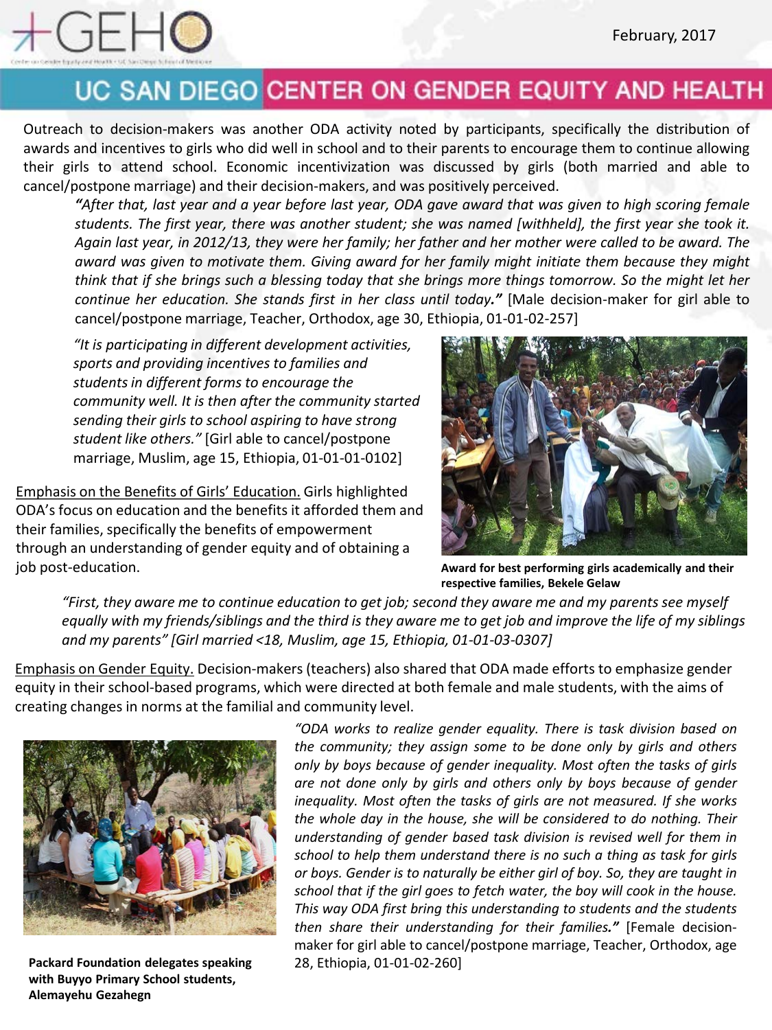Outreach to decision-makers was another ODA activity noted by participants, specifically the distribution of awards and incentives to girls who did well in school and to their parents to encourage them to continue allowing their girls to attend school. Economic incentivization was discussed by girls (both married and able to cancel/postpone marriage) and their decision-makers, and was positively perceived.

> ***"After that, last year and a year before last year, ODA gave award that was given to high scoring female students. The first year, there was another student; she was named [withheld], the first year she took it. Again last year, in 2012/13, they were her family; her father and her mother were called to be award. The award was given to motivate them. Giving award for her family might initiate them because they might think that if she brings such a blessing today that she brings more things tomorrow. So the might let her continue her education. She stands first in her class until today."*** [Male decision-maker for girl able to cancel/postpone marriage, Teacher, Orthodox, age 30, Ethiopia, 01-01-02-257]

> *"It is participating in different development activities, sports and providing incentives to families and students in different forms to encourage the community well. It is then after the community started sending their girls to school aspiring to have strong student like others."* [Girl able to cancel/postpone marriage, Muslim, age 15, Ethiopia, 01-01-01-0102]

**Award for best performing girls academically and their respective families, Bekele Gelaw**

<u>Emphasis on the Benefits of Girls' Education.</u> Girls highlighted ODA's focus on education and the benefits it afforded them and their families, specifically the benefits of empowerment through an understanding of gender equity and of obtaining a job post-education.

> *"First, they aware me to continue education to get job; second they aware me and my parents see myself equally with my friends/siblings and the third is they aware me to get job and improve the life of my siblings and my parents" [Girl married <18, Muslim, age 15, Ethiopia, 01-01-03-0307]*

<u>Emphasis on Gender Equity.</u> Decision-makers (teachers) also shared that ODA made efforts to emphasize gender equity in their school-based programs, which were directed at both female and male students, with the aims of creating changes in norms at the familial and community level.

> *"ODA works to realize gender equality. There is task division based on the community; they assign some to be done only by girls and others only by boys because of gender inequality. Most often the tasks of girls are not done only by girls and others only by boys because of gender inequality. Most often the tasks of girls are not measured. If she works the whole day in the house, she will be considered to do nothing. Their understanding of gender based task division is revised well for them in school to help them understand there is no such a thing as task for girls or boys. Gender is to naturally be either girl of boy. So, they are taught in school that if the girl goes to fetch water, the boy will cook in the house. This way ODA first bring this understanding to students and the students then share their understanding for their families."* [Female decision-maker for girl able to cancel/postpone marriage, Teacher, Orthodox, age 28, Ethiopia, 01-01-02-260]

**Packard Foundation delegates speaking with Buyyo Primary School students, Alemayehu Gezahegn**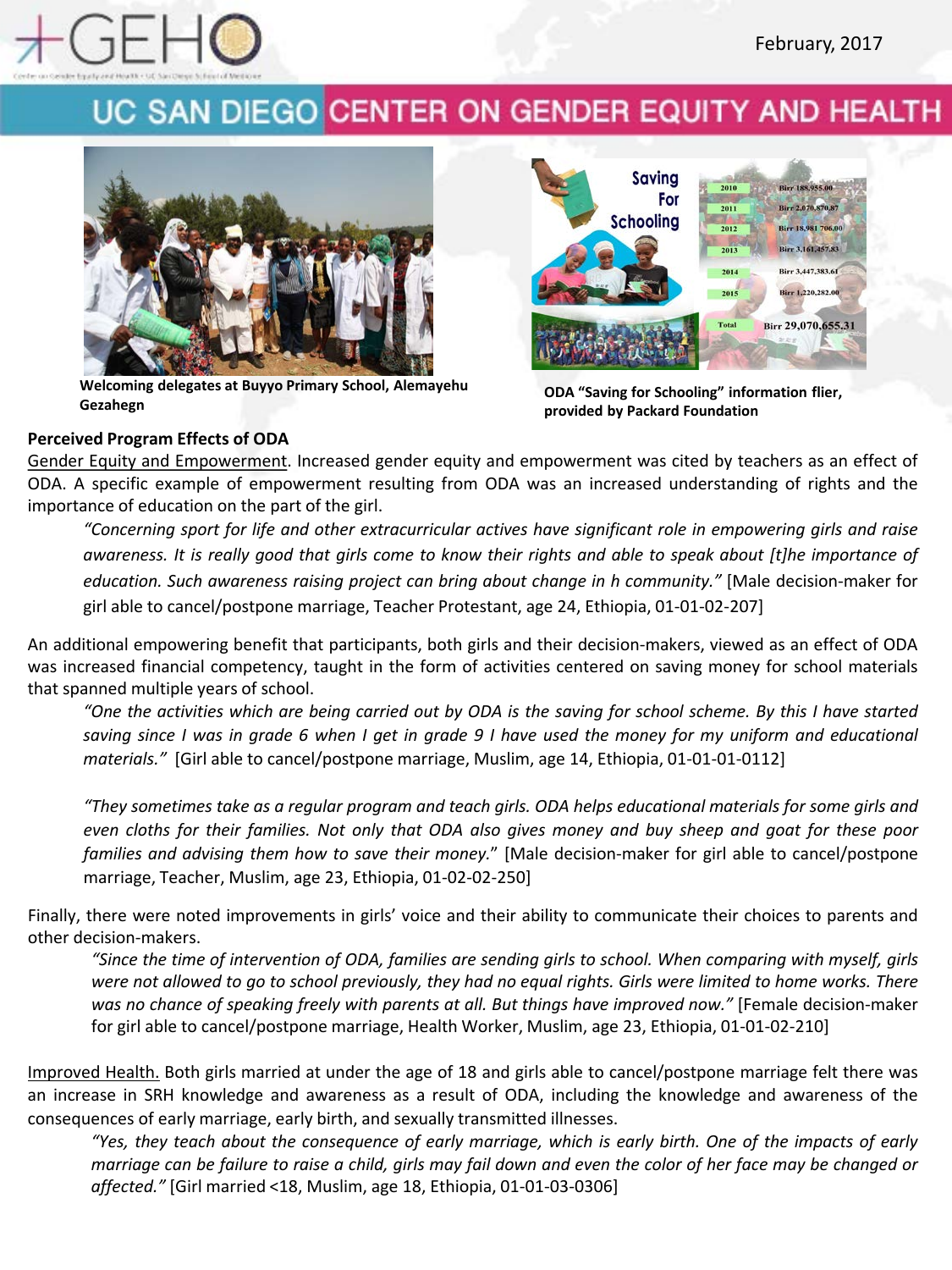Welcoming delegates at Buyyo Primary School, Alemayehu Gezahegn

ODA "Saving for Schooling" information flier, provided by Packard Foundation

**Perceived Program Effects of ODA**

Gender Equity and Empowerment. Increased gender equity and empowerment was cited by teachers as an effect of ODA. A specific example of empowerment resulting from ODA was an increased understanding of rights and the importance of education on the part of the girl.

> *"Concerning sport for life and other extracurricular actives have significant role in empowering girls and raise awareness. It is really good that girls come to know their rights and able to speak about [t]he importance of education. Such awareness raising project can bring about change in h community."* [Male decision-maker for girl able to cancel/postpone marriage, Teacher Protestant, age 24, Ethiopia, 01-01-02-207]

An additional empowering benefit that participants, both girls and their decision-makers, viewed as an effect of ODA was increased financial competency, taught in the form of activities centered on saving money for school materials that spanned multiple years of school.

> *"One the activities which are being carried out by ODA is the saving for school scheme. By this I have started saving since I was in grade 6 when I get in grade 9 I have used the money for my uniform and educational materials."* [Girl able to cancel/postpone marriage, Muslim, age 14, Ethiopia, 01-01-01-0112]

> *"They sometimes take as a regular program and teach girls. ODA helps educational materials for some girls and even cloths for their families. Not only that ODA also gives money and buy sheep and goat for these poor families and advising them how to save their money."* [Male decision-maker for girl able to cancel/postpone marriage, Teacher, Muslim, age 23, Ethiopia, 01-02-02-250]

Finally, there were noted improvements in girls' voice and their ability to communicate their choices to parents and other decision-makers.

> *"Since the time of intervention of ODA, families are sending girls to school. When comparing with myself, girls were not allowed to go to school previously, they had no equal rights. Girls were limited to home works. There was no chance of speaking freely with parents at all. But things have improved now."* [Female decision-maker for girl able to cancel/postpone marriage, Health Worker, Muslim, age 23, Ethiopia, 01-01-02-210]

Improved Health. Both girls married at under the age of 18 and girls able to cancel/postpone marriage felt there was an increase in SRH knowledge and awareness as a result of ODA, including the knowledge and awareness of the consequences of early marriage, early birth, and sexually transmitted illnesses.

> *"Yes, they teach about the consequence of early marriage, which is early birth. One of the impacts of early marriage can be failure to raise a child, girls may fail down and even the color of her face may be changed or affected."* [Girl married <18, Muslim, age 18, Ethiopia, 01-01-03-0306]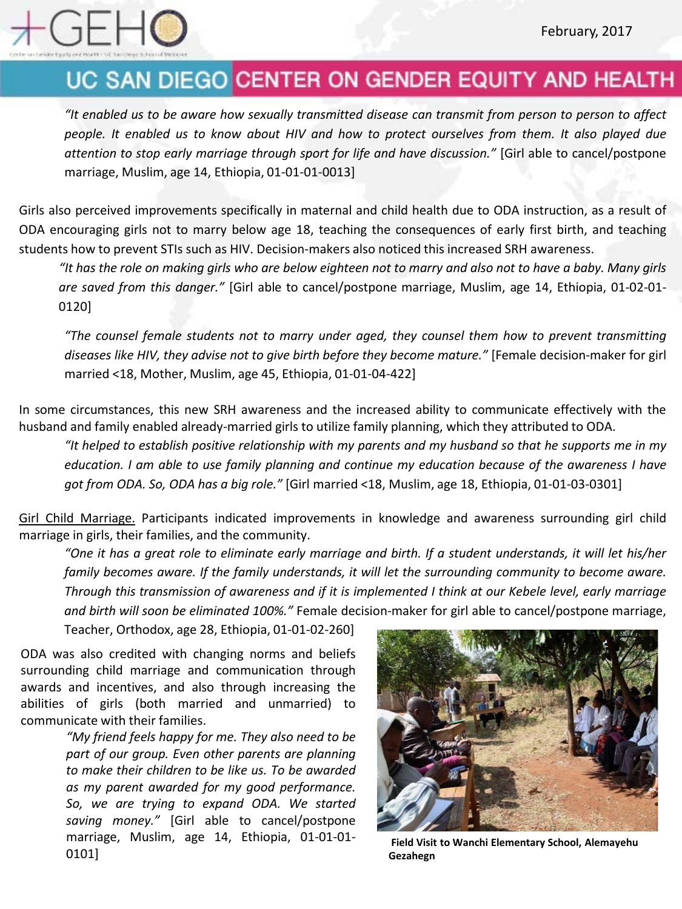*"It enabled us to be aware how sexually transmitted disease can transmit from person to person to affect people. It enabled us to know about HIV and how to protect ourselves from them. It also played due attention to stop early marriage through sport for life and have discussion."* [Girl able to cancel/postpone marriage, Muslim, age 14, Ethiopia, 01-01-01-0013]

Girls also perceived improvements specifically in maternal and child health due to ODA instruction, as a result of ODA encouraging girls not to marry below age 18, teaching the consequences of early first birth, and teaching students how to prevent STIs such as HIV. Decision-makers also noticed this increased SRH awareness.

*"It has the role on making girls who are below eighteen not to marry and also not to have a baby. Many girls are saved from this danger."* [Girl able to cancel/postpone marriage, Muslim, age 14, Ethiopia, 01-02-01-0120]

*"The counsel female students not to marry under aged, they counsel them how to prevent transmitting diseases like HIV, they advise not to give birth before they become mature."* [Female decision-maker for girl married <18, Mother, Muslim, age 45, Ethiopia, 01-01-04-422]

In some circumstances, this new SRH awareness and the increased ability to communicate effectively with the husband and family enabled already-married girls to utilize family planning, which they attributed to ODA.

*"It helped to establish positive relationship with my parents and my husband so that he supports me in my education. I am able to use family planning and continue my education because of the awareness I have got from ODA. So, ODA has a big role."* [Girl married <18, Muslim, age 18, Ethiopia, 01-01-03-0301]

Girl Child Marriage. Participants indicated improvements in knowledge and awareness surrounding girl child marriage in girls, their families, and the community.

*"One it has a great role to eliminate early marriage and birth. If a student understands, it will let his/her family becomes aware. If the family understands, it will let the surrounding community to become aware. Through this transmission of awareness and if it is implemented I think at our Kebele level, early marriage and birth will soon be eliminated 100%."* Female decision-maker for girl able to cancel/postpone marriage, Teacher, Orthodox, age 28, Ethiopia, 01-01-02-260]

ODA was also credited with changing norms and beliefs surrounding child marriage and communication through awards and incentives, and also through increasing the abilities of girls (both married and unmarried) to communicate with their families.

*"My friend feels happy for me. They also need to be part of our group. Even other parents are planning to make their children to be like us. To be awarded as my parent awarded for my good performance. So, we are trying to expand ODA. We started saving money."* [Girl able to cancel/postpone marriage, Muslim, age 14, Ethiopia, 01-01-01-0101]

**Field Visit to Wanchi Elementary School, Alemayehu Gezahegn**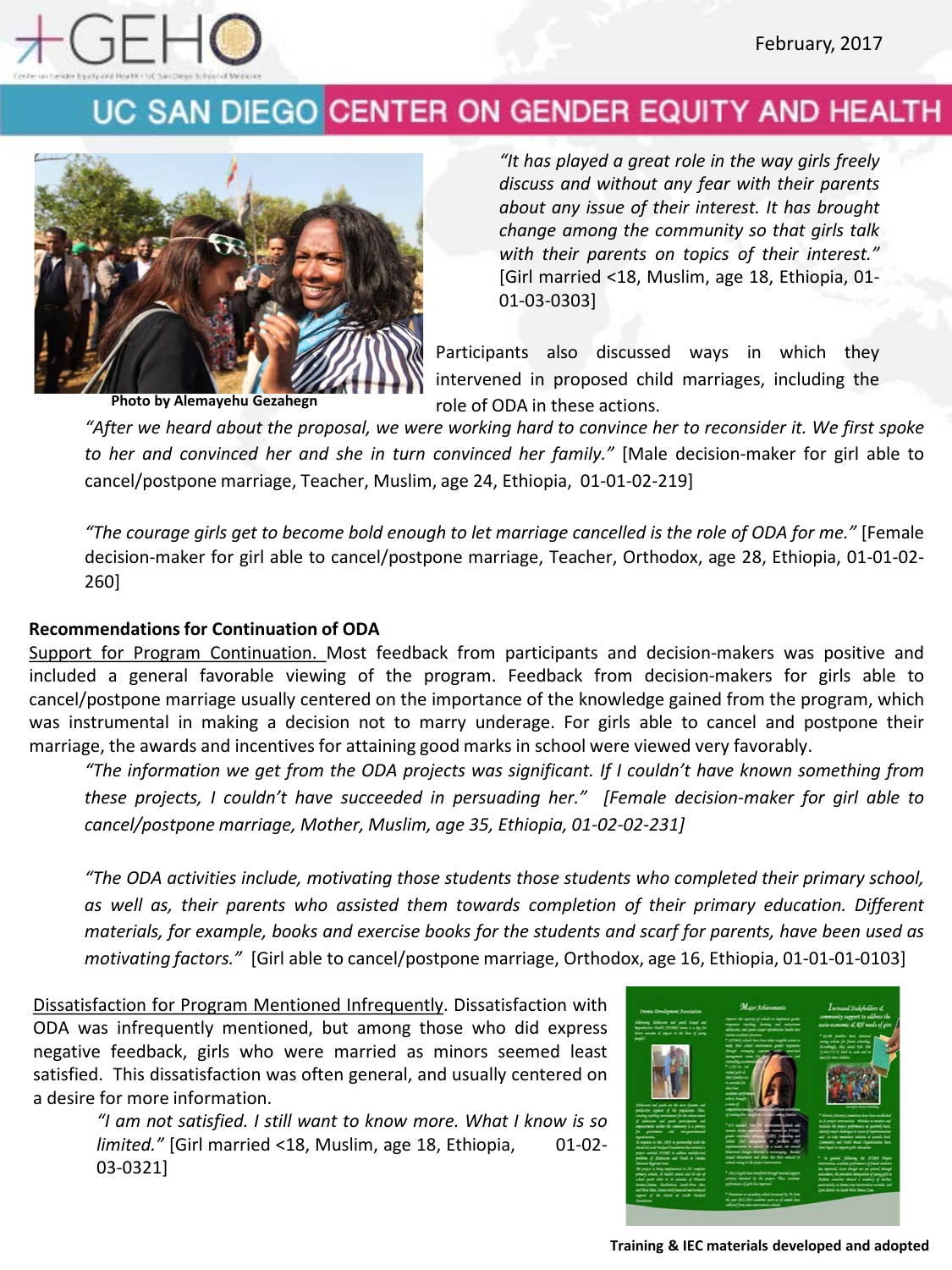*"It has played a great role in the way girls freely discuss and without any fear with their parents about any issue of their interest. It has brought change among the community so that girls talk with their parents on topics of their interest."* [Girl married <18, Muslim, age 18, Ethiopia, 01-01-03-0303]

Photo by Alemayehu Gezahegn

Participants also discussed ways in which they intervened in proposed child marriages, including the role of ODA in these actions.

*"After we heard about the proposal, we were working hard to convince her to reconsider it. We first spoke to her and convinced her and she in turn convinced her family."* [Male decision-maker for girl able to cancel/postpone marriage, Teacher, Muslim, age 24, Ethiopia, 01-01-02-219]

*"The courage girls get to become bold enough to let marriage cancelled is the role of ODA for me."* [Female decision-maker for girl able to cancel/postpone marriage, Teacher, Orthodox, age 28, Ethiopia, 01-01-02-260]

**Recommendations for Continuation of ODA**

Support for Program Continuation. Most feedback from participants and decision-makers was positive and included a general favorable viewing of the program. Feedback from decision-makers for girls able to cancel/postpone marriage usually centered on the importance of the knowledge gained from the program, which was instrumental in making a decision not to marry underage. For girls able to cancel and postpone their marriage, the awards and incentives for attaining good marks in school were viewed very favorably.

*"The information we get from the ODA projects was significant. If I couldn't have known something from these projects, I couldn't have succeeded in persuading her." [Female decision-maker for girl able to cancel/postpone marriage, Mother, Muslim, age 35, Ethiopia, 01-02-02-231]*

*"The ODA activities include, motivating those students those students who completed their primary school, as well as, their parents who assisted them towards completion of their primary education. Different materials, for example, books and exercise books for the students and scarf for parents, have been used as motivating factors."* [Girl able to cancel/postpone marriage, Orthodox, age 16, Ethiopia, 01-01-01-0103]

Dissatisfaction for Program Mentioned Infrequently. Dissatisfaction with ODA was infrequently mentioned, but among those who did express negative feedback, girls who were married as minors seemed least satisfied. This dissatisfaction was often general, and usually centered on a desire for more information.

*"I am not satisfied. I still want to know more. What I know is so limited."* [Girl married <18, Muslim, age 18, Ethiopia, 01-02-03-0321]

Training & IEC materials developed and adopted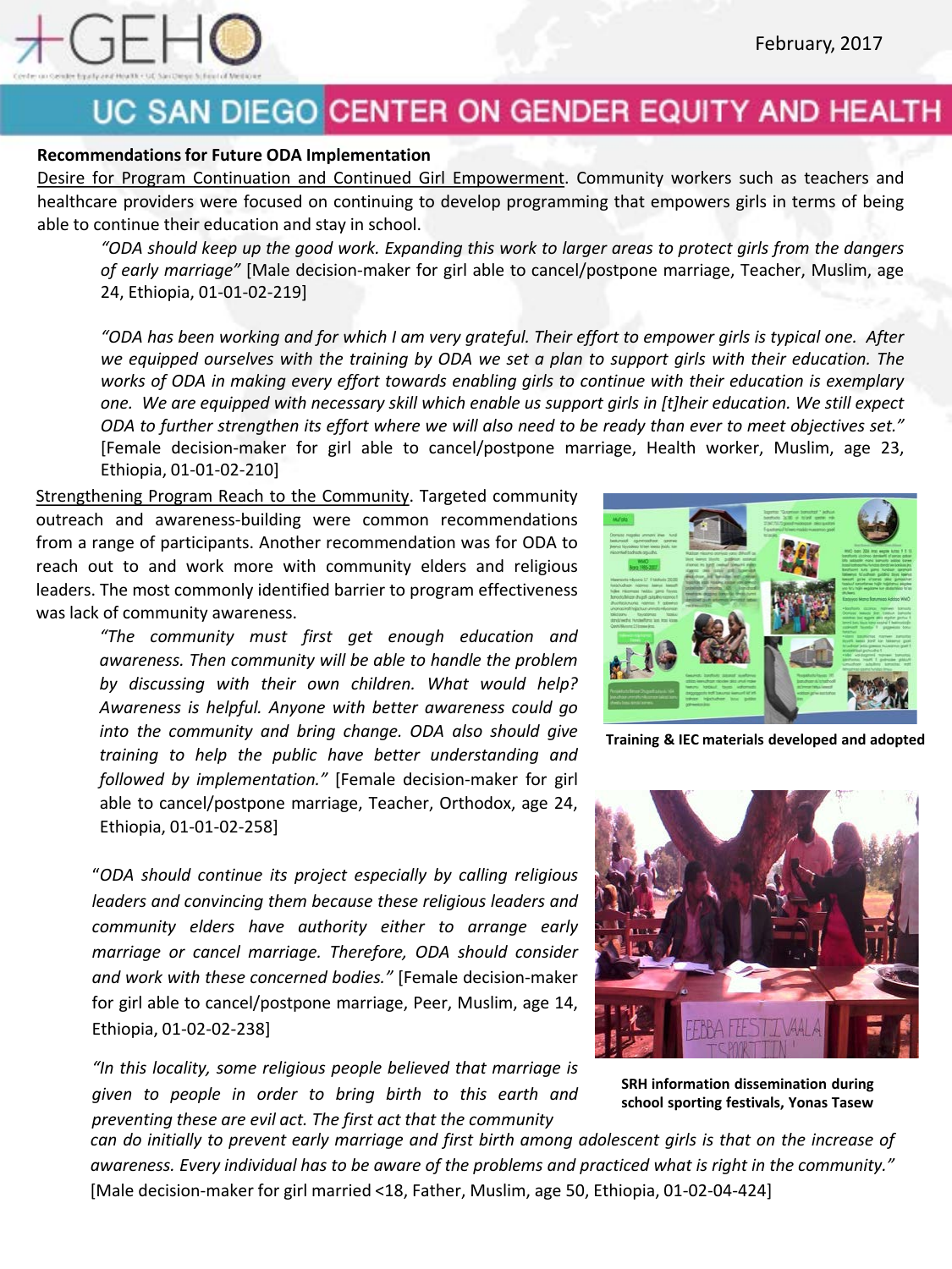## Recommendations for Future ODA Implementation

Desire for Program Continuation and Continued Girl Empowerment. Community workers such as teachers and healthcare providers were focused on continuing to develop programming that empowers girls in terms of being able to continue their education and stay in school.

> *"ODA should keep up the good work. Expanding this work to larger areas to protect girls from the dangers of early marriage"* [Male decision-maker for girl able to cancel/postpone marriage, Teacher, Muslim, age 24, Ethiopia, 01-01-02-219]
>
> *"ODA has been working and for which I am very grateful. Their effort to empower girls is typical one. After we equipped ourselves with the training by ODA we set a plan to support girls with their education. The works of ODA in making every effort towards enabling girls to continue with their education is exemplary one. We are equipped with necessary skill which enable us support girls in [t]heir education. We still expect ODA to further strengthen its effort where we will also need to be ready than ever to meet objectives set."* [Female decision-maker for girl able to cancel/postpone marriage, Health worker, Muslim, age 23, Ethiopia, 01-01-02-210]

Strengthening Program Reach to the Community. Targeted community outreach and awareness-building were common recommendations from a range of participants. Another recommendation was for ODA to reach out to and work more with community elders and religious leaders. The most commonly identified barrier to program effectiveness was lack of community awareness.

> *"The community must first get enough education and awareness. Then community will be able to handle the problem by discussing with their own children. What would help? Awareness is helpful. Anyone with better awareness could go into the community and bring change. ODA also should give training to help the public have better understanding and followed by implementation."* [Female decision-maker for girl able to cancel/postpone marriage, Teacher, Orthodox, age 24, Ethiopia, 01-01-02-258]
>
> "*ODA should continue its project especially by calling religious leaders and convincing them because these religious leaders and community elders have authority either to arrange early marriage or cancel marriage. Therefore, ODA should consider and work with these concerned bodies."* [Female decision-maker for girl able to cancel/postpone marriage, Peer, Muslim, age 14, Ethiopia, 01-02-02-238]
>
> *"In this locality, some religious people believed that marriage is given to people in order to bring birth to this earth and preventing these are evil act. The first act that the community can do initially to prevent early marriage and first birth among adolescent girls is that on the increase of awareness. Every individual has to be aware of the problems and practiced what is right in the community."* [Male decision-maker for girl married <18, Father, Muslim, age 50, Ethiopia, 01-02-04-424]

**Training & IEC materials developed and adopted**

**SRH information dissemination during school sporting festivals, Yonas Tasew**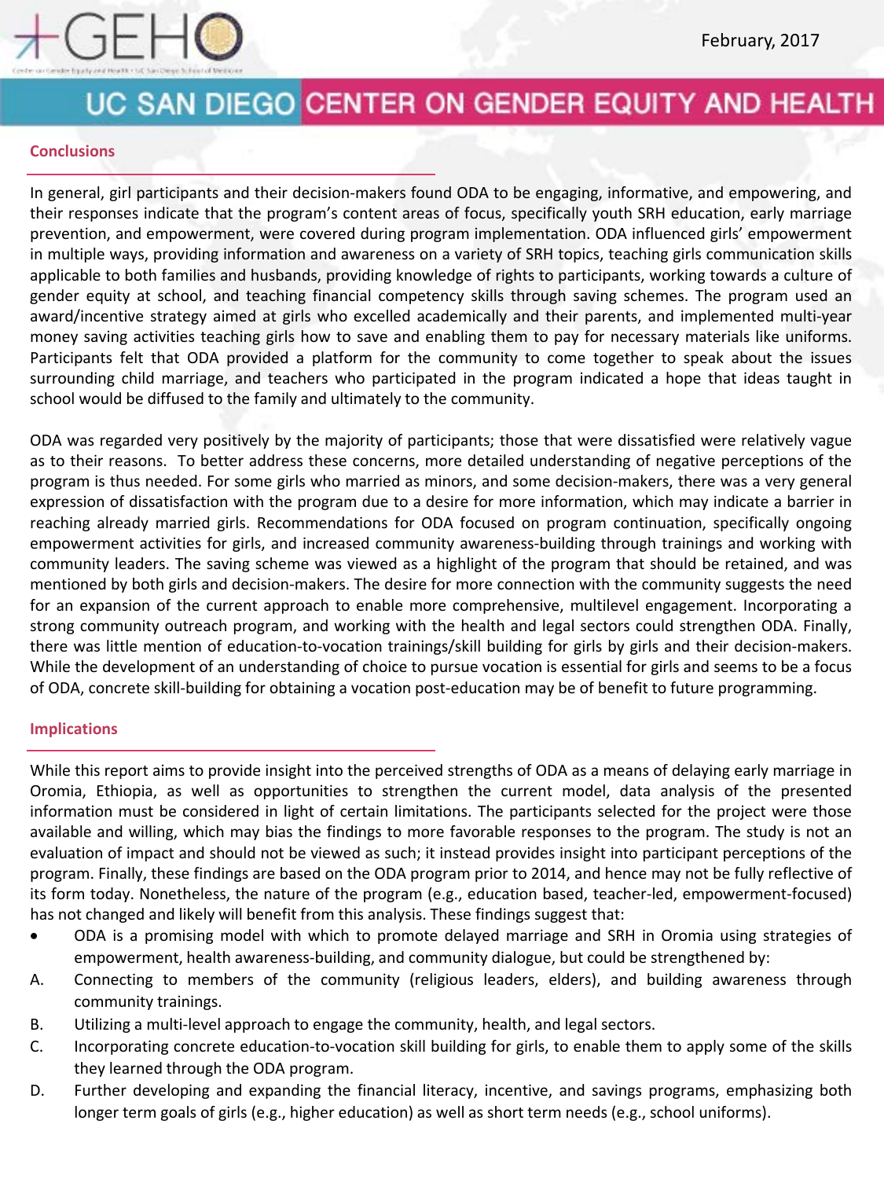## Conclusions

In general, girl participants and their decision-makers found ODA to be engaging, informative, and empowering, and their responses indicate that the program's content areas of focus, specifically youth SRH education, early marriage prevention, and empowerment, were covered during program implementation. ODA influenced girls' empowerment in multiple ways, providing information and awareness on a variety of SRH topics, teaching girls communication skills applicable to both families and husbands, providing knowledge of rights to participants, working towards a culture of gender equity at school, and teaching financial competency skills through saving schemes. The program used an award/incentive strategy aimed at girls who excelled academically and their parents, and implemented multi-year money saving activities teaching girls how to save and enabling them to pay for necessary materials like uniforms. Participants felt that ODA provided a platform for the community to come together to speak about the issues surrounding child marriage, and teachers who participated in the program indicated a hope that ideas taught in school would be diffused to the family and ultimately to the community.

ODA was regarded very positively by the majority of participants; those that were dissatisfied were relatively vague as to their reasons. To better address these concerns, more detailed understanding of negative perceptions of the program is thus needed. For some girls who married as minors, and some decision-makers, there was a very general expression of dissatisfaction with the program due to a desire for more information, which may indicate a barrier in reaching already married girls. Recommendations for ODA focused on program continuation, specifically ongoing empowerment activities for girls, and increased community awareness-building through trainings and working with community leaders. The saving scheme was viewed as a highlight of the program that should be retained, and was mentioned by both girls and decision-makers. The desire for more connection with the community suggests the need for an expansion of the current approach to enable more comprehensive, multilevel engagement. Incorporating a strong community outreach program, and working with the health and legal sectors could strengthen ODA. Finally, there was little mention of education-to-vocation trainings/skill building for girls by girls and their decision-makers. While the development of an understanding of choice to pursue vocation is essential for girls and seems to be a focus of ODA, concrete skill-building for obtaining a vocation post-education may be of benefit to future programming.

## Implications

While this report aims to provide insight into the perceived strengths of ODA as a means of delaying early marriage in Oromia, Ethiopia, as well as opportunities to strengthen the current model, data analysis of the presented information must be considered in light of certain limitations. The participants selected for the project were those available and willing, which may bias the findings to more favorable responses to the program. The study is not an evaluation of impact and should not be viewed as such; it instead provides insight into participant perceptions of the program. Finally, these findings are based on the ODA program prior to 2014, and hence may not be fully reflective of its form today. Nonetheless, the nature of the program (e.g., education based, teacher-led, empowerment-focused) has not changed and likely will benefit from this analysis. These findings suggest that:

- ODA is a promising model with which to promote delayed marriage and SRH in Oromia using strategies of empowerment, health awareness-building, and community dialogue, but could be strengthened by:

A. Connecting to members of the community (religious leaders, elders), and building awareness through community trainings.

B. Utilizing a multi-level approach to engage the community, health, and legal sectors.

C. Incorporating concrete education-to-vocation skill building for girls, to enable them to apply some of the skills they learned through the ODA program.

D. Further developing and expanding the financial literacy, incentive, and savings programs, emphasizing both longer term goals of girls (e.g., higher education) as well as short term needs (e.g., school uniforms).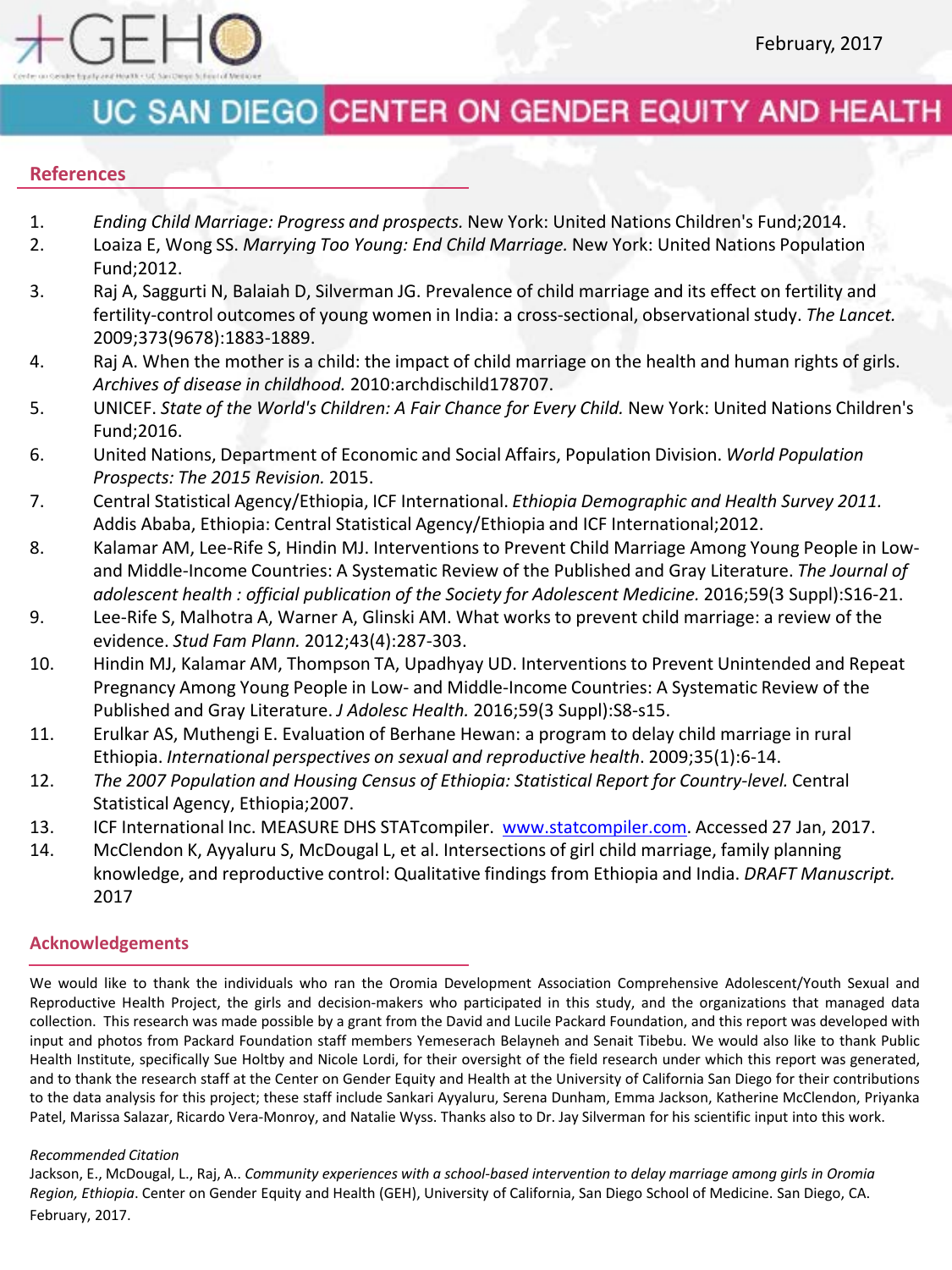## References

1. *Ending Child Marriage: Progress and prospects.* New York: United Nations Children's Fund;2014.
2. Loaiza E, Wong SS. *Marrying Too Young: End Child Marriage.* New York: United Nations Population Fund;2012.
3. Raj A, Saggurti N, Balaiah D, Silverman JG. Prevalence of child marriage and its effect on fertility and fertility-control outcomes of young women in India: a cross-sectional, observational study. *The Lancet.* 2009;373(9678):1883-1889.
4. Raj A. When the mother is a child: the impact of child marriage on the health and human rights of girls. *Archives of disease in childhood.* 2010:archdischild178707.
5. UNICEF. *State of the World's Children: A Fair Chance for Every Child.* New York: United Nations Children's Fund;2016.
6. United Nations, Department of Economic and Social Affairs, Population Division. *World Population Prospects: The 2015 Revision.* 2015.
7. Central Statistical Agency/Ethiopia, ICF International. *Ethiopia Demographic and Health Survey 2011.* Addis Ababa, Ethiopia: Central Statistical Agency/Ethiopia and ICF International;2012.
8. Kalamar AM, Lee-Rife S, Hindin MJ. Interventions to Prevent Child Marriage Among Young People in Low- and Middle-Income Countries: A Systematic Review of the Published and Gray Literature. *The Journal of adolescent health : official publication of the Society for Adolescent Medicine.* 2016;59(3 Suppl):S16-21.
9. Lee-Rife S, Malhotra A, Warner A, Glinski AM. What works to prevent child marriage: a review of the evidence. *Stud Fam Plann.* 2012;43(4):287-303.
10. Hindin MJ, Kalamar AM, Thompson TA, Upadhyay UD. Interventions to Prevent Unintended and Repeat Pregnancy Among Young People in Low- and Middle-Income Countries: A Systematic Review of the Published and Gray Literature. *J Adolesc Health.* 2016;59(3 Suppl):S8-s15.
11. Erulkar AS, Muthengi E. Evaluation of Berhane Hewan: a program to delay child marriage in rural Ethiopia. *International perspectives on sexual and reproductive health*. 2009;35(1):6-14.
12. *The 2007 Population and Housing Census of Ethiopia: Statistical Report for Country-level.* Central Statistical Agency, Ethiopia;2007.
13. ICF International Inc. MEASURE DHS STATcompiler. www.statcompiler.com. Accessed 27 Jan, 2017.
14. McClendon K, Ayyaluru S, McDougal L, et al. Intersections of girl child marriage, family planning knowledge, and reproductive control: Qualitative findings from Ethiopia and India. *DRAFT Manuscript.* 2017

## Acknowledgements

We would like to thank the individuals who ran the Oromia Development Association Comprehensive Adolescent/Youth Sexual and Reproductive Health Project, the girls and decision-makers who participated in this study, and the organizations that managed data collection. This research was made possible by a grant from the David and Lucile Packard Foundation, and this report was developed with input and photos from Packard Foundation staff members Yemeserach Belayneh and Senait Tibebu. We would also like to thank Public Health Institute, specifically Sue Holtby and Nicole Lordi, for their oversight of the field research under which this report was generated, and to thank the research staff at the Center on Gender Equity and Health at the University of California San Diego for their contributions to the data analysis for this project; these staff include Sankari Ayyaluru, Serena Dunham, Emma Jackson, Katherine McClendon, Priyanka Patel, Marissa Salazar, Ricardo Vera-Monroy, and Natalie Wyss. Thanks also to Dr. Jay Silverman for his scientific input into this work.

*Recommended Citation*

Jackson, E., McDougal, L., Raj, A.. *Community experiences with a school-based intervention to delay marriage among girls in Oromia Region, Ethiopia*. Center on Gender Equity and Health (GEH), University of California, San Diego School of Medicine. San Diego, CA. February, 2017.